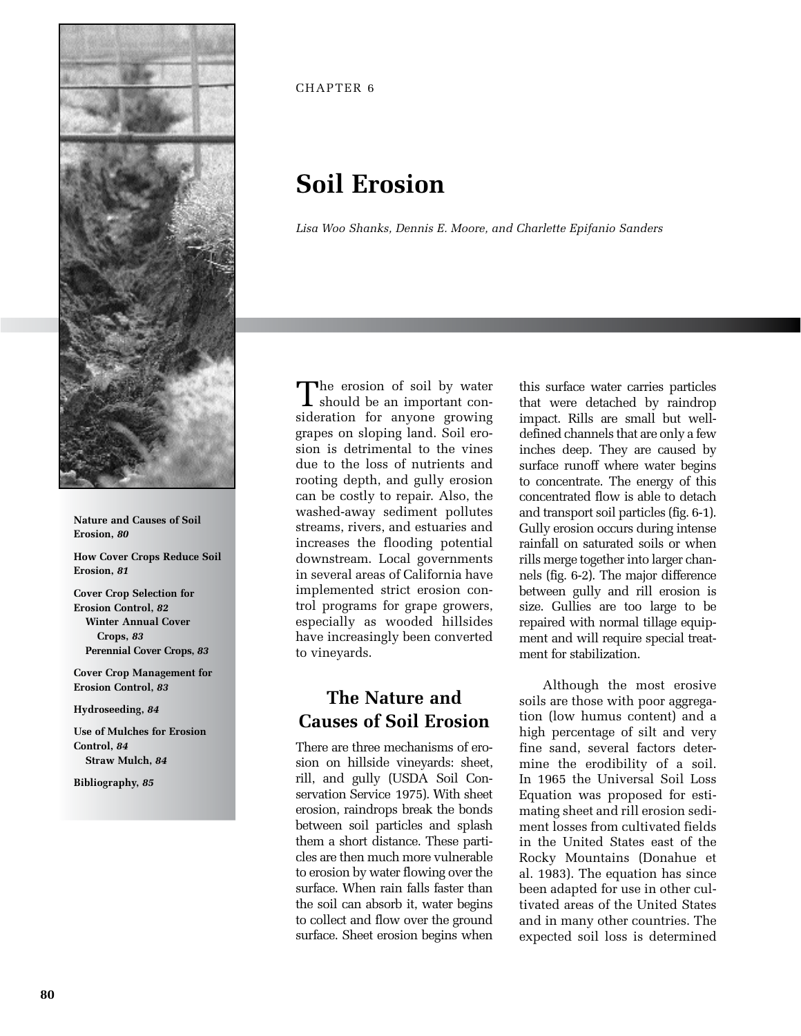CHAPTER 6

# Soil Erosion

*Lisa Woo Shanks, Dennis E. Moore, and Charlette Epifanio Sanders*

**Nature and Causes of Soil Erosion, *80***

**How Cover Crops Reduce Soil Erosion, *81***

**Cover Crop Selection for Erosion Control, *82***
- **Winter Annual Cover Crops, *83***
- **Perennial Cover Crops, *83***

**Cover Crop Management for Erosion Control, *83***

**Hydroseeding, *84***

**Use of Mulches for Erosion Control, *84***
- **Straw Mulch, *84***

**Bibliography, *85***

The erosion of soil by water should be an important consideration for anyone growing grapes on sloping land. Soil erosion is detrimental to the vines due to the loss of nutrients and rooting depth, and gully erosion can be costly to repair. Also, the washed-away sediment pollutes streams, rivers, and estuaries and increases the flooding potential downstream. Local governments in several areas of California have implemented strict erosion control programs for grape growers, especially as wooded hillsides have increasingly been converted to vineyards.

## The Nature and Causes of Soil Erosion

There are three mechanisms of erosion on hillside vineyards: sheet, rill, and gully (USDA Soil Conservation Service 1975). With sheet erosion, raindrops break the bonds between soil particles and splash them a short distance. These particles are then much more vulnerable to erosion by water flowing over the surface. When rain falls faster than the soil can absorb it, water begins to collect and flow over the ground surface. Sheet erosion begins when this surface water carries particles that were detached by raindrop impact. Rills are small but well-defined channels that are only a few inches deep. They are caused by surface runoff where water begins to concentrate. The energy of this concentrated flow is able to detach and transport soil particles (fig. 6-1). Gully erosion occurs during intense rainfall on saturated soils or when rills merge together into larger channels (fig. 6-2). The major difference between gully and rill erosion is size. Gullies are too large to be repaired with normal tillage equipment and will require special treatment for stabilization.

Although the most erosive soils are those with poor aggregation (low humus content) and a high percentage of silt and very fine sand, several factors determine the erodibility of a soil. In 1965 the Universal Soil Loss Equation was proposed for estimating sheet and rill erosion sediment losses from cultivated fields in the United States east of the Rocky Mountains (Donahue et al. 1983). The equation has since been adapted for use in other cultivated areas of the United States and in many other countries. The expected soil loss is determined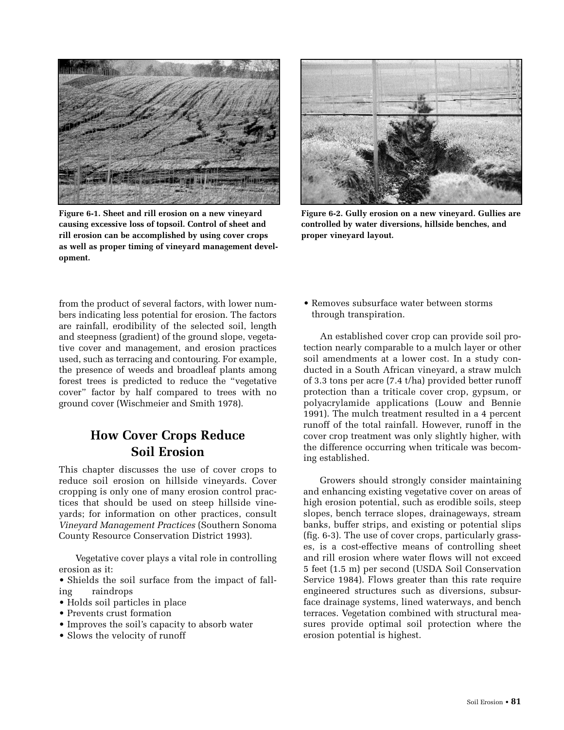Figure 6-1. Sheet and rill erosion on a new vineyard causing excessive loss of topsoil. Control of sheet and rill erosion can be accomplished by using cover crops as well as proper timing of vineyard management development.

Figure 6-2. Gully erosion on a new vineyard. Gullies are controlled by water diversions, hillside benches, and proper vineyard layout.

from the product of several factors, with lower numbers indicating less potential for erosion. The factors are rainfall, erodibility of the selected soil, length and steepness (gradient) of the ground slope, vegetative cover and management, and erosion practices used, such as terracing and contouring. For example, the presence of weeds and broadleaf plants among forest trees is predicted to reduce the "vegetative cover" factor by half compared to trees with no ground cover (Wischmeier and Smith 1978).

## How Cover Crops Reduce Soil Erosion

This chapter discusses the use of cover crops to reduce soil erosion on hillside vineyards. Cover cropping is only one of many erosion control practices that should be used on steep hillside vineyards; for information on other practices, consult *Vineyard Management Practices* (Southern Sonoma County Resource Conservation District 1993).

Vegetative cover plays a vital role in controlling erosion as it:

- Shields the soil surface from the impact of falling raindrops
- Holds soil particles in place
- Prevents crust formation
- Improves the soil's capacity to absorb water
- Slows the velocity of runoff
- Removes subsurface water between storms through transpiration.

An established cover crop can provide soil protection nearly comparable to a mulch layer or other soil amendments at a lower cost. In a study conducted in a South African vineyard, a straw mulch of 3.3 tons per acre (7.4 t/ha) provided better runoff protection than a triticale cover crop, gypsum, or polyacrylamide applications (Louw and Bennie 1991). The mulch treatment resulted in a 4 percent runoff of the total rainfall. However, runoff in the cover crop treatment was only slightly higher, with the difference occurring when triticale was becoming established.

Growers should strongly consider maintaining and enhancing existing vegetative cover on areas of high erosion potential, such as erodible soils, steep slopes, bench terrace slopes, drainageways, stream banks, buffer strips, and existing or potential slips (fig. 6-3). The use of cover crops, particularly grasses, is a cost-effective means of controlling sheet and rill erosion where water flows will not exceed 5 feet (1.5 m) per second (USDA Soil Conservation Service 1984). Flows greater than this rate require engineered structures such as diversions, subsurface drainage systems, lined waterways, and bench terraces. Vegetation combined with structural measures provide optimal soil protection where the erosion potential is highest.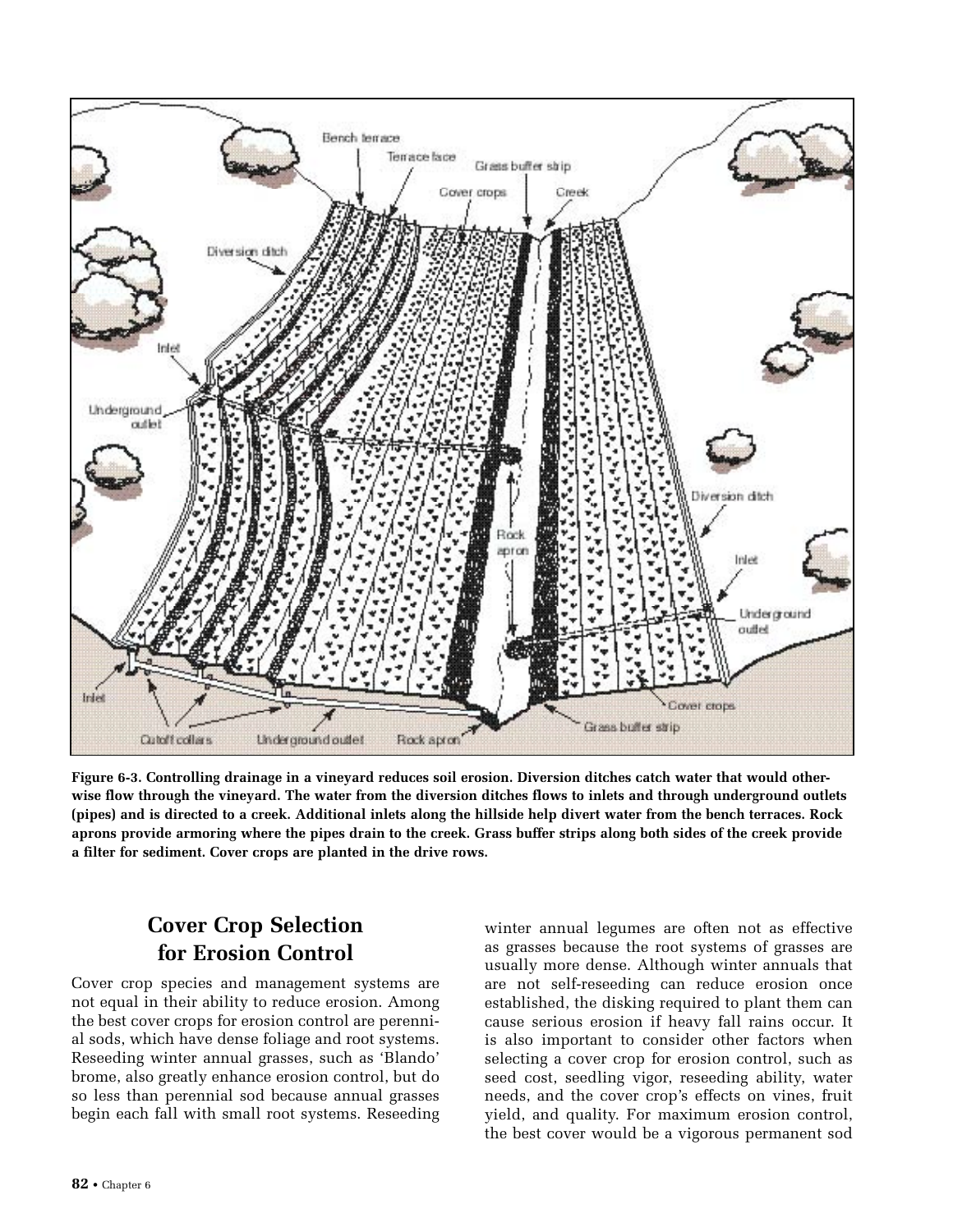**Figure 6-3. Controlling drainage in a vineyard reduces soil erosion. Diversion ditches catch water that would otherwise flow through the vineyard. The water from the diversion ditches flows to inlets and through underground outlets (pipes) and is directed to a creek. Additional inlets along the hillside help divert water from the bench terraces. Rock aprons provide armoring where the pipes drain to the creek. Grass buffer strips along both sides of the creek provide a filter for sediment. Cover crops are planted in the drive rows.**

## Cover Crop Selection for Erosion Control

Cover crop species and management systems are not equal in their ability to reduce erosion. Among the best cover crops for erosion control are perennial sods, which have dense foliage and root systems. Reseeding winter annual grasses, such as 'Blando' brome, also greatly enhance erosion control, but do so less than perennial sod because annual grasses begin each fall with small root systems. Reseeding winter annual legumes are often not as effective as grasses because the root systems of grasses are usually more dense. Although winter annuals that are not self-reseeding can reduce erosion once established, the disking required to plant them can cause serious erosion if heavy fall rains occur. It is also important to consider other factors when selecting a cover crop for erosion control, such as seed cost, seedling vigor, reseeding ability, water needs, and the cover crop's effects on vines, fruit yield, and quality. For maximum erosion control, the best cover would be a vigorous permanent sod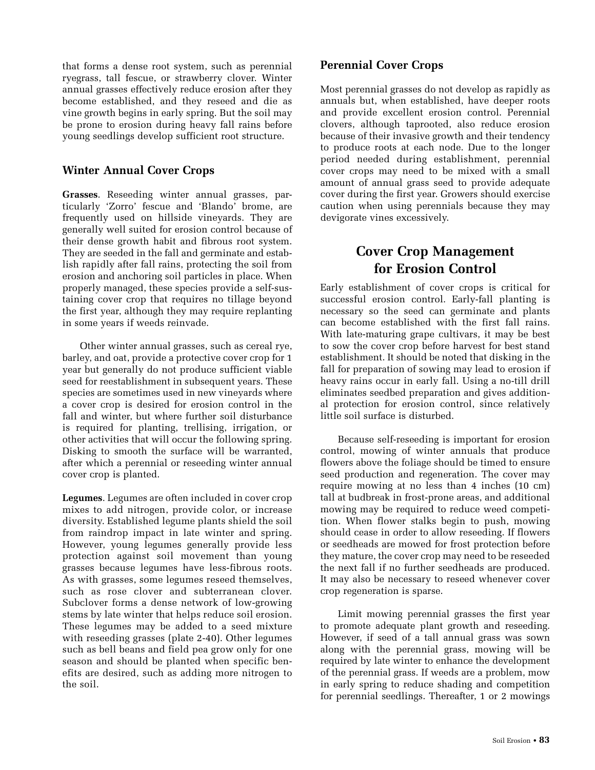that forms a dense root system, such as perennial ryegrass, tall fescue, or strawberry clover. Winter annual grasses effectively reduce erosion after they become established, and they reseed and die as vine growth begins in early spring. But the soil may be prone to erosion during heavy fall rains before young seedlings develop sufficient root structure.

## Winter Annual Cover Crops

**Grasses**. Reseeding winter annual grasses, particularly 'Zorro' fescue and 'Blando' brome, are frequently used on hillside vineyards. They are generally well suited for erosion control because of their dense growth habit and fibrous root system. They are seeded in the fall and germinate and establish rapidly after fall rains, protecting the soil from erosion and anchoring soil particles in place. When properly managed, these species provide a self-sustaining cover crop that requires no tillage beyond the first year, although they may require replanting in some years if weeds reinvade.

Other winter annual grasses, such as cereal rye, barley, and oat, provide a protective cover crop for 1 year but generally do not produce sufficient viable seed for reestablishment in subsequent years. These species are sometimes used in new vineyards where a cover crop is desired for erosion control in the fall and winter, but where further soil disturbance is required for planting, trellising, irrigation, or other activities that will occur the following spring. Disking to smooth the surface will be warranted, after which a perennial or reseeding winter annual cover crop is planted.

**Legumes**. Legumes are often included in cover crop mixes to add nitrogen, provide color, or increase diversity. Established legume plants shield the soil from raindrop impact in late winter and spring. However, young legumes generally provide less protection against soil movement than young grasses because legumes have less-fibrous roots. As with grasses, some legumes reseed themselves, such as rose clover and subterranean clover. Subclover forms a dense network of low-growing stems by late winter that helps reduce soil erosion. These legumes may be added to a seed mixture with reseeding grasses (plate 2-40). Other legumes such as bell beans and field pea grow only for one season and should be planted when specific benefits are desired, such as adding more nitrogen to the soil.

## Perennial Cover Crops

Most perennial grasses do not develop as rapidly as annuals but, when established, have deeper roots and provide excellent erosion control. Perennial clovers, although taprooted, also reduce erosion because of their invasive growth and their tendency to produce roots at each node. Due to the longer period needed during establishment, perennial cover crops may need to be mixed with a small amount of annual grass seed to provide adequate cover during the first year. Growers should exercise caution when using perennials because they may devigorate vines excessively.

# Cover Crop Management for Erosion Control

Early establishment of cover crops is critical for successful erosion control. Early-fall planting is necessary so the seed can germinate and plants can become established with the first fall rains. With late-maturing grape cultivars, it may be best to sow the cover crop before harvest for best stand establishment. It should be noted that disking in the fall for preparation of sowing may lead to erosion if heavy rains occur in early fall. Using a no-till drill eliminates seedbed preparation and gives additional protection for erosion control, since relatively little soil surface is disturbed.

Because self-reseeding is important for erosion control, mowing of winter annuals that produce flowers above the foliage should be timed to ensure seed production and regeneration. The cover may require mowing at no less than 4 inches (10 cm) tall at budbreak in frost-prone areas, and additional mowing may be required to reduce weed competition. When flower stalks begin to push, mowing should cease in order to allow reseeding. If flowers or seedheads are mowed for frost protection before they mature, the cover crop may need to be reseeded the next fall if no further seedheads are produced. It may also be necessary to reseed whenever cover crop regeneration is sparse.

Limit mowing perennial grasses the first year to promote adequate plant growth and reseeding. However, if seed of a tall annual grass was sown along with the perennial grass, mowing will be required by late winter to enhance the development of the perennial grass. If weeds are a problem, mow in early spring to reduce shading and competition for perennial seedlings. Thereafter, 1 or 2 mowings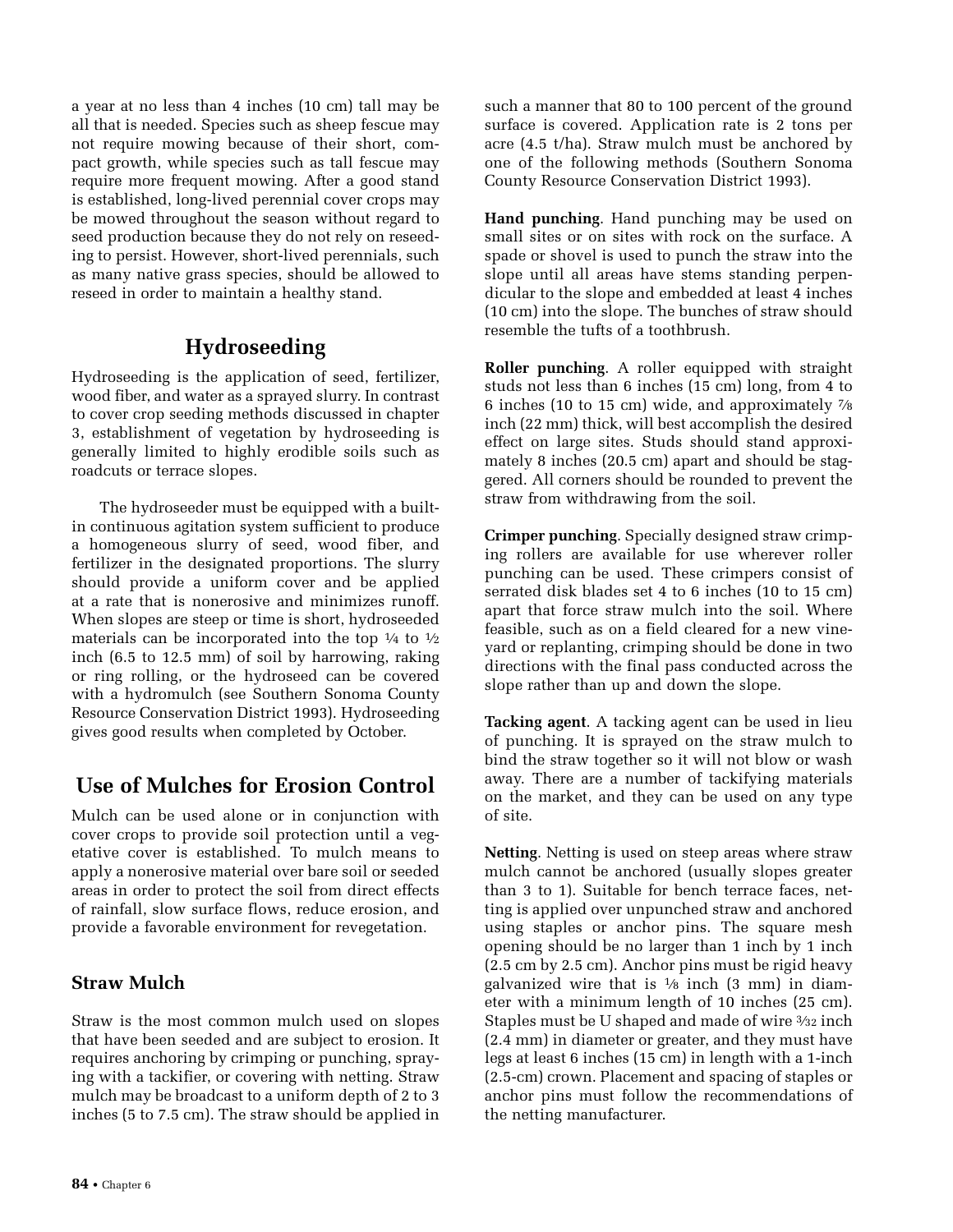a year at no less than 4 inches (10 cm) tall may be all that is needed. Species such as sheep fescue may not require mowing because of their short, compact growth, while species such as tall fescue may require more frequent mowing. After a good stand is established, long-lived perennial cover crops may be mowed throughout the season without regard to seed production because they do not rely on reseeding to persist. However, short-lived perennials, such as many native grass species, should be allowed to reseed in order to maintain a healthy stand.

## Hydroseeding

Hydroseeding is the application of seed, fertilizer, wood fiber, and water as a sprayed slurry. In contrast to cover crop seeding methods discussed in chapter 3, establishment of vegetation by hydroseeding is generally limited to highly erodible soils such as roadcuts or terrace slopes.

The hydroseeder must be equipped with a built-in continuous agitation system sufficient to produce a homogeneous slurry of seed, wood fiber, and fertilizer in the designated proportions. The slurry should provide a uniform cover and be applied at a rate that is nonerosive and minimizes runoff. When slopes are steep or time is short, hydroseeded materials can be incorporated into the top ¼ to ½ inch (6.5 to 12.5 mm) of soil by harrowing, raking or ring rolling, or the hydroseed can be covered with a hydromulch (see Southern Sonoma County Resource Conservation District 1993). Hydroseeding gives good results when completed by October.

## Use of Mulches for Erosion Control

Mulch can be used alone or in conjunction with cover crops to provide soil protection until a vegetative cover is established. To mulch means to apply a nonerosive material over bare soil or seeded areas in order to protect the soil from direct effects of rainfall, slow surface flows, reduce erosion, and provide a favorable environment for revegetation.

### Straw Mulch

Straw is the most common mulch used on slopes that have been seeded and are subject to erosion. It requires anchoring by crimping or punching, spraying with a tackifier, or covering with netting. Straw mulch may be broadcast to a uniform depth of 2 to 3 inches (5 to 7.5 cm). The straw should be applied in such a manner that 80 to 100 percent of the ground surface is covered. Application rate is 2 tons per acre (4.5 t/ha). Straw mulch must be anchored by one of the following methods (Southern Sonoma County Resource Conservation District 1993).

**Hand punching**. Hand punching may be used on small sites or on sites with rock on the surface. A spade or shovel is used to punch the straw into the slope until all areas have stems standing perpendicular to the slope and embedded at least 4 inches (10 cm) into the slope. The bunches of straw should resemble the tufts of a toothbrush.

**Roller punching**. A roller equipped with straight studs not less than 6 inches (15 cm) long, from 4 to 6 inches (10 to 15 cm) wide, and approximately ⅞ inch (22 mm) thick, will best accomplish the desired effect on large sites. Studs should stand approximately 8 inches (20.5 cm) apart and should be staggered. All corners should be rounded to prevent the straw from withdrawing from the soil.

**Crimper punching**. Specially designed straw crimping rollers are available for use wherever roller punching can be used. These crimpers consist of serrated disk blades set 4 to 6 inches (10 to 15 cm) apart that force straw mulch into the soil. Where feasible, such as on a field cleared for a new vineyard or replanting, crimping should be done in two directions with the final pass conducted across the slope rather than up and down the slope.

**Tacking agent**. A tacking agent can be used in lieu of punching. It is sprayed on the straw mulch to bind the straw together so it will not blow or wash away. There are a number of tackifying materials on the market, and they can be used on any type of site.

**Netting**. Netting is used on steep areas where straw mulch cannot be anchored (usually slopes greater than 3 to 1). Suitable for bench terrace faces, netting is applied over unpunched straw and anchored using staples or anchor pins. The square mesh opening should be no larger than 1 inch by 1 inch (2.5 cm by 2.5 cm). Anchor pins must be rigid heavy galvanized wire that is ⅛ inch (3 mm) in diameter with a minimum length of 10 inches (25 cm). Staples must be U shaped and made of wire 3/32 inch (2.4 mm) in diameter or greater, and they must have legs at least 6 inches (15 cm) in length with a 1-inch (2.5-cm) crown. Placement and spacing of staples or anchor pins must follow the recommendations of the netting manufacturer.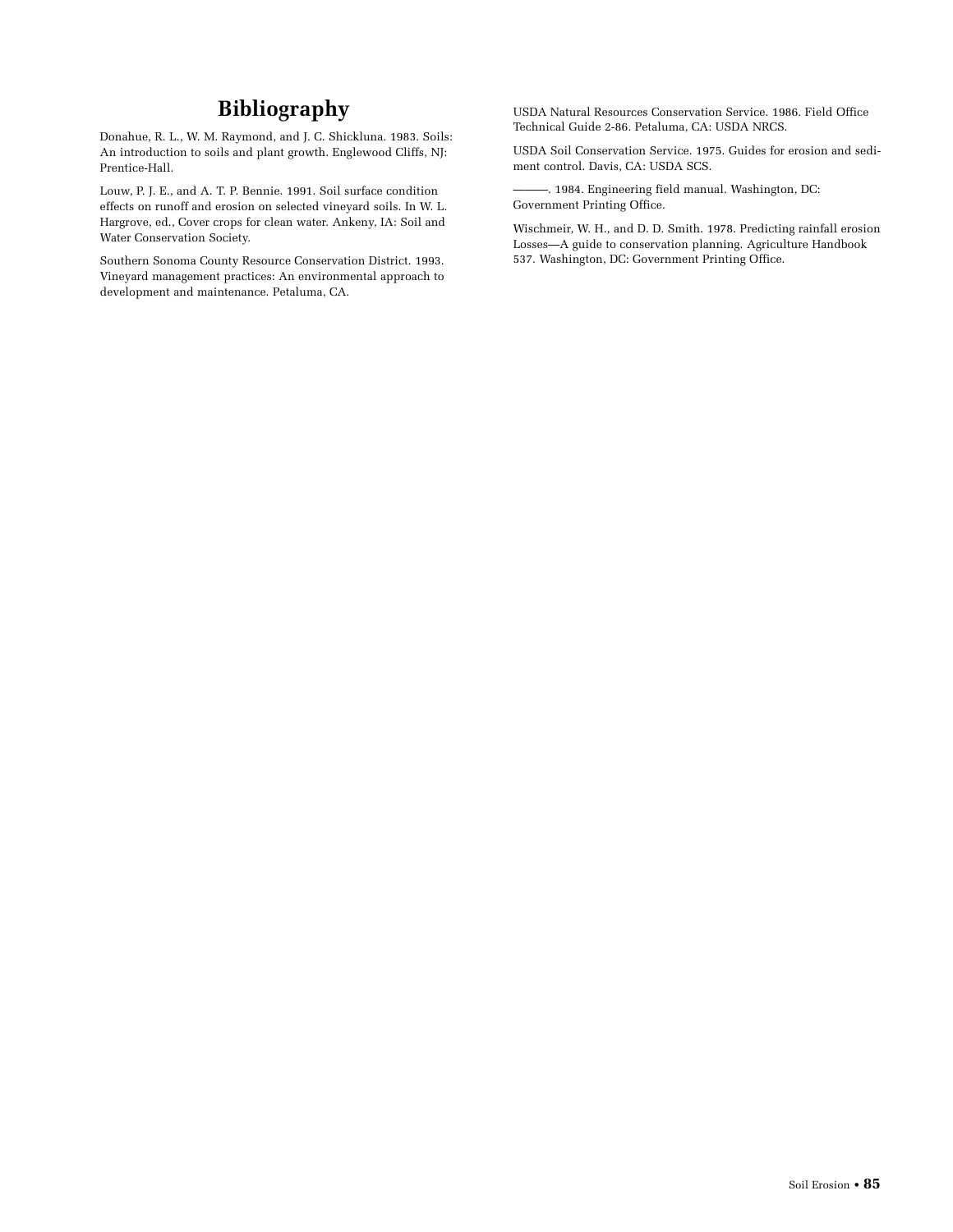# Bibliography

Donahue, R. L., W. M. Raymond, and J. C. Shickluna. 1983. Soils: An introduction to soils and plant growth. Englewood Cliffs, NJ: Prentice-Hall.

Louw, P. J. E., and A. T. P. Bennie. 1991. Soil surface condition effects on runoff and erosion on selected vineyard soils. In W. L. Hargrove, ed., Cover crops for clean water. Ankeny, IA: Soil and Water Conservation Society.

Southern Sonoma County Resource Conservation District. 1993. Vineyard management practices: An environmental approach to development and maintenance. Petaluma, CA.

USDA Natural Resources Conservation Service. 1986. Field Office Technical Guide 2-86. Petaluma, CA: USDA NRCS.

USDA Soil Conservation Service. 1975. Guides for erosion and sediment control. Davis, CA: USDA SCS.

———. 1984. Engineering field manual. Washington, DC: Government Printing Office.

Wischmeir, W. H., and D. D. Smith. 1978. Predicting rainfall erosion Losses—A guide to conservation planning. Agriculture Handbook 537. Washington, DC: Government Printing Office.